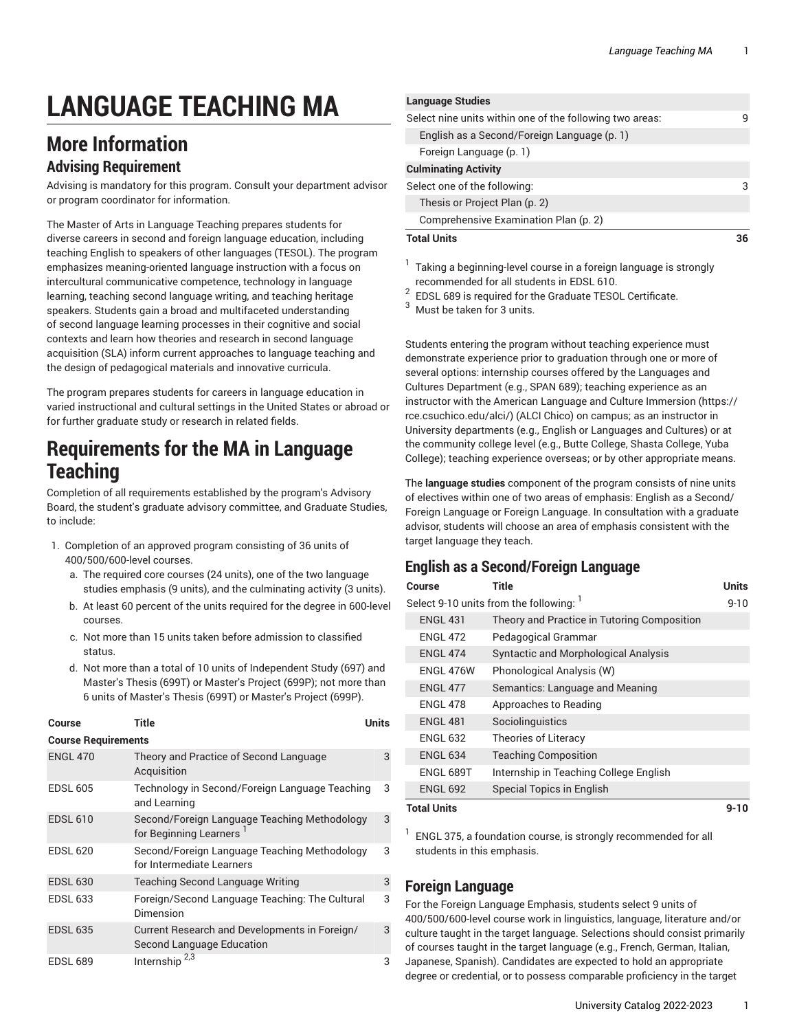# LANGUAGE TEACHING MA

## More Information

### Advising Requirement

Advising is mandatory for this program. Consult your department advisor or program coordinator for information.

The Master of Arts in Language Teaching prepares students for diverse careers in second and foreign language education, including teaching English to speakers of other languages (TESOL). The program emphasizes meaning-oriented language instruction with a focus on intercultural communicative competence, technology in language learning, teaching second language writing, and teaching heritage speakers. Students gain a broad and multifaceted understanding of second language learning processes in their cognitive and social contexts and learn how theories and research in second language acquisition (SLA) inform current approaches to language teaching and the design of pedagogical materials and innovative curricula.

The program prepares students for careers in language education in varied instructional and cultural settings in the United States or abroad or for further graduate study or research in related fields.

## Requirements for the MA in Language Teaching

Completion of all requirements established by the program's Advisory Board, the student's graduate advisory committee, and Graduate Studies, to include:

1. Completion of an approved program consisting of 36 units of 400/500/600-level courses.
   a. The required core courses (24 units), one of the two language studies emphasis (9 units), and the culminating activity (3 units).
   b. At least 60 percent of the units required for the degree in 600-level courses.
   c. Not more than 15 units taken before admission to classified status.
   d. Not more than a total of 10 units of Independent Study (697) and Master's Thesis (699T) or Master's Project (699P); not more than 6 units of Master's Thesis (699T) or Master's Project (699P).

| Course | Title | Units |
|---|---|---|
| **Course Requirements** | | |
| EDSL 605 | Technology in Second/Foreign Language Teaching and Learning | 3 |
| ENGL 470 | Theory and Practice of Second Language Acquisition | 3 |
| EDSL 610 | Second/Foreign Language Teaching Methodology for Beginning Learners [1] | 3 |
| EDSL 620 | Second/Foreign Language Teaching Methodology for Intermediate Learners | 3 |
| EDSL 630 | Teaching Second Language Writing | 3 |
| EDSL 633 | Foreign/Second Language Teaching: The Cultural Dimension | 3 |
| EDSL 635 | Current Research and Developments in Foreign/Second Language Education | 3 |
| EDSL 689 | Internship [2,3] | 3 |
| **Language Studies** | | |
| Select nine units within one of the following two areas: | | 9 |
| English as a Second/Foreign Language (p. 1) | | |
| Foreign Language (p. 1) | | |
| **Culminating Activity** | | |
| Select one of the following: | | 3 |
| Thesis or Project Plan (p. 2) | | |
| Comprehensive Examination Plan (p. 2) | | |
| **Total Units** | | **36** |

[1] Taking a beginning-level course in a foreign language is strongly recommended for all students in EDSL 610.

[2] EDSL 689 is required for the Graduate TESOL Certificate.

[3] Must be taken for 3 units.

Students entering the program without teaching experience must demonstrate experience prior to graduation through one or more of several options: internship courses offered by the Languages and Cultures Department (e.g., SPAN 689); teaching experience as an instructor with the American Language and Culture Immersion (https://rce.csuchico.edu/alci/) (ALCI Chico) on campus; as an instructor in University departments (e.g., English or Languages and Cultures) or at the community college level (e.g., Butte College, Shasta College, Yuba College); teaching experience overseas; or by other appropriate means.

The **language studies** component of the program consists of nine units of electives within one of two areas of emphasis: English as a Second/Foreign Language or Foreign Language. In consultation with a graduate advisor, students will choose an area of emphasis consistent with the target language they teach.

### English as a Second/Foreign Language

| Course | Title | Units |
|---|---|---|
| Select 9-10 units from the following: [1] | | 9-10 |
| ENGL 431 | Theory and Practice in Tutoring Composition | |
| ENGL 472 | Pedagogical Grammar | |
| ENGL 474 | Syntactic and Morphological Analysis | |
| ENGL 476W | Phonological Analysis (W) | |
| ENGL 477 | Semantics: Language and Meaning | |
| ENGL 478 | Approaches to Reading | |
| ENGL 481 | Sociolinguistics | |
| ENGL 632 | Theories of Literacy | |
| ENGL 634 | Teaching Composition | |
| ENGL 689T | Internship in Teaching College English | |
| ENGL 692 | Special Topics in English | |
| **Total Units** | | **9-10** |

[1] ENGL 375, a foundation course, is strongly recommended for all students in this emphasis.

### Foreign Language

For the Foreign Language Emphasis, students select 9 units of 400/500/600-level course work in linguistics, language, literature and/or culture taught in the target language. Selections should consist primarily of courses taught in the target language (e.g., French, German, Italian, Japanese, Spanish). Candidates are expected to hold an appropriate degree or credential, or to possess comparable proficiency in the target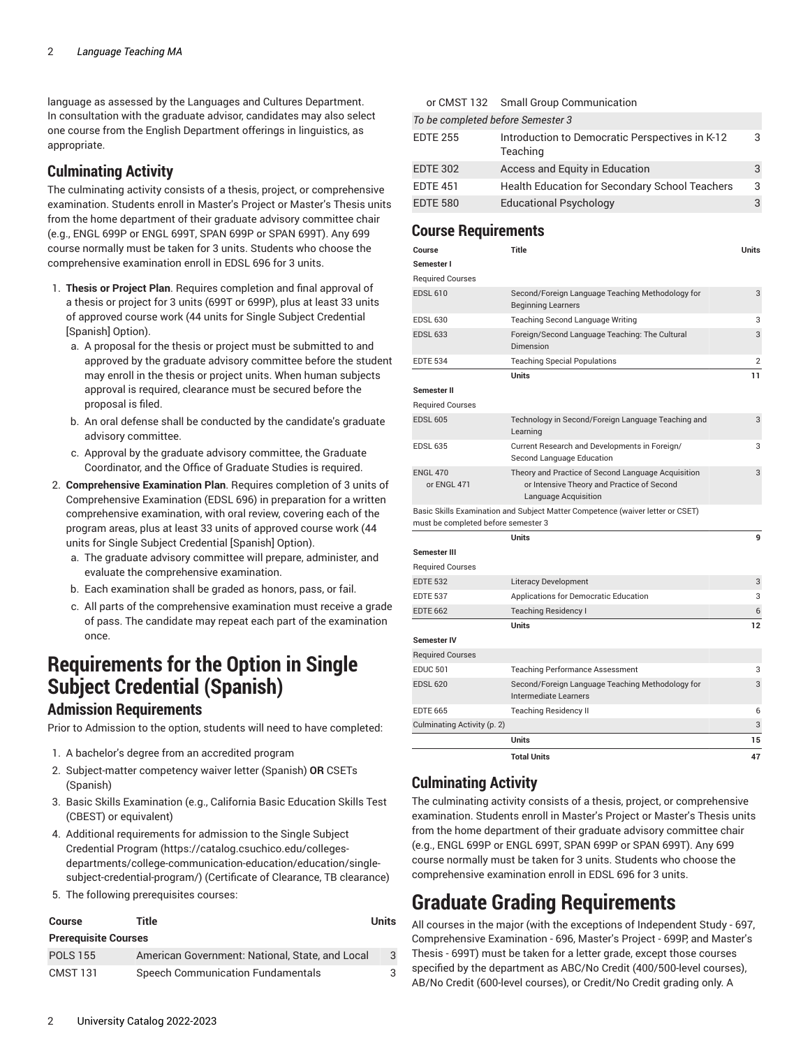language as assessed by the Languages and Cultures Department. In consultation with the graduate advisor, candidates may also select one course from the English Department offerings in linguistics, as appropriate.

### Culminating Activity

The culminating activity consists of a thesis, project, or comprehensive examination. Students enroll in Master's Project or Master's Thesis units from the home department of their graduate advisory committee chair (e.g., ENGL 699P or ENGL 699T, SPAN 699P or SPAN 699T). Any 699 course normally must be taken for 3 units. Students who choose the comprehensive examination enroll in EDSL 696 for 3 units.

1. **Thesis or Project Plan**. Requires completion and final approval of a thesis or project for 3 units (699T or 699P), plus at least 33 units of approved course work (44 units for Single Subject Credential [Spanish] Option).
   a. A proposal for the thesis or project must be submitted to and approved by the graduate advisory committee before the student may enroll in the thesis or project units. When human subjects approval is required, clearance must be secured before the proposal is filed.
   b. An oral defense shall be conducted by the candidate's graduate advisory committee.
   c. Approval by the graduate advisory committee, the Graduate Coordinator, and the Office of Graduate Studies is required.
2. **Comprehensive Examination Plan**. Requires completion of 3 units of Comprehensive Examination (EDSL 696) in preparation for a written comprehensive examination, with oral review, covering each of the program areas, plus at least 33 units of approved course work (44 units for Single Subject Credential [Spanish] Option).
   a. The graduate advisory committee will prepare, administer, and evaluate the comprehensive examination.
   b. Each examination shall be graded as honors, pass, or fail.
   c. All parts of the comprehensive examination must receive a grade of pass. The candidate may repeat each part of the examination once.

# Requirements for the Option in Single Subject Credential (Spanish)

### Admission Requirements

Prior to Admission to the option, students will need to have completed:

1. A bachelor's degree from an accredited program
2. Subject-matter competency waiver letter (Spanish) **OR** CSETs (Spanish)
3. Basic Skills Examination (e.g., California Basic Education Skills Test (CBEST) or equivalent)
4. Additional requirements for admission to the Single Subject Credential Program (https://catalog.csuchico.edu/colleges-departments/college-communication-education/education/single-subject-credential-program/) (Certificate of Clearance, TB clearance)
5. The following prerequisites courses:

| Course | Title | Units |
|---|---|---|
| **Prerequisite Courses** | | |
| POLS 155 | American Government: National, State, and Local | 3 |
| CMST 131 | Speech Communication Fundamentals | 3 |
| or CMST 132 | Small Group Communication | |
| *To be completed before Semester 3* | | |
| EDTE 255 | Introduction to Democratic Perspectives in K-12 Teaching | 3 |
| EDTE 302 | Access and Equity in Education | 3 |
| EDTE 451 | Health Education for Secondary School Teachers | 3 |
| EDTE 580 | Educational Psychology | 3 |

### Course Requirements

| Course | Title | Units |
|---|---|---|
| **Semester I** | | |
| Required Courses | | |
| EDSL 610 | Second/Foreign Language Teaching Methodology for Beginning Learners | 3 |
| EDSL 630 | Teaching Second Language Writing | 3 |
| EDSL 633 | Foreign/Second Language Teaching: The Cultural Dimension | 3 |
| EDTE 534 | Teaching Special Populations | 2 |
| | **Units** | **11** |
| **Semester II** | | |
| Required Courses | | |
| EDSL 605 | Technology in Second/Foreign Language Teaching and Learning | 3 |
| EDSL 635 | Current Research and Developments in Foreign/ Second Language Education | 3 |
| ENGL 470 or ENGL 471 | Theory and Practice of Second Language Acquisition or Intensive Theory and Practice of Second Language Acquisition | 3 |
| Basic Skills Examination and Subject Matter Competence (waiver letter or CSET) must be completed before semester 3 | | |
| | **Units** | **9** |
| **Semester III** | | |
| Required Courses | | |
| EDTE 532 | Literacy Development | 3 |
| EDTE 537 | Applications for Democratic Education | 3 |
| EDTE 662 | Teaching Residency I | 6 |
| | **Units** | **12** |
| **Semester IV** | | |
| Required Courses | | |
| EDUC 501 | Teaching Performance Assessment | 3 |
| EDSL 620 | Second/Foreign Language Teaching Methodology for Intermediate Learners | 3 |
| EDTE 665 | Teaching Residency II | 6 |
| Culminating Activity (p. 2) | | 3 |
| | **Units** | **15** |
| | **Total Units** | **47** |

### Culminating Activity

The culminating activity consists of a thesis, project, or comprehensive examination. Students enroll in Master's Project or Master's Thesis units from the home department of their graduate advisory committee chair (e.g., ENGL 699P or ENGL 699T, SPAN 699P or SPAN 699T). Any 699 course normally must be taken for 3 units. Students who choose the comprehensive examination enroll in EDSL 696 for 3 units.

# Graduate Grading Requirements

All courses in the major (with the exceptions of Independent Study - 697, Comprehensive Examination - 696, Master's Project - 699P, and Master's Thesis - 699T) must be taken for a letter grade, except those courses specified by the department as ABC/No Credit (400/500-level courses), AB/No Credit (600-level courses), or Credit/No Credit grading only. A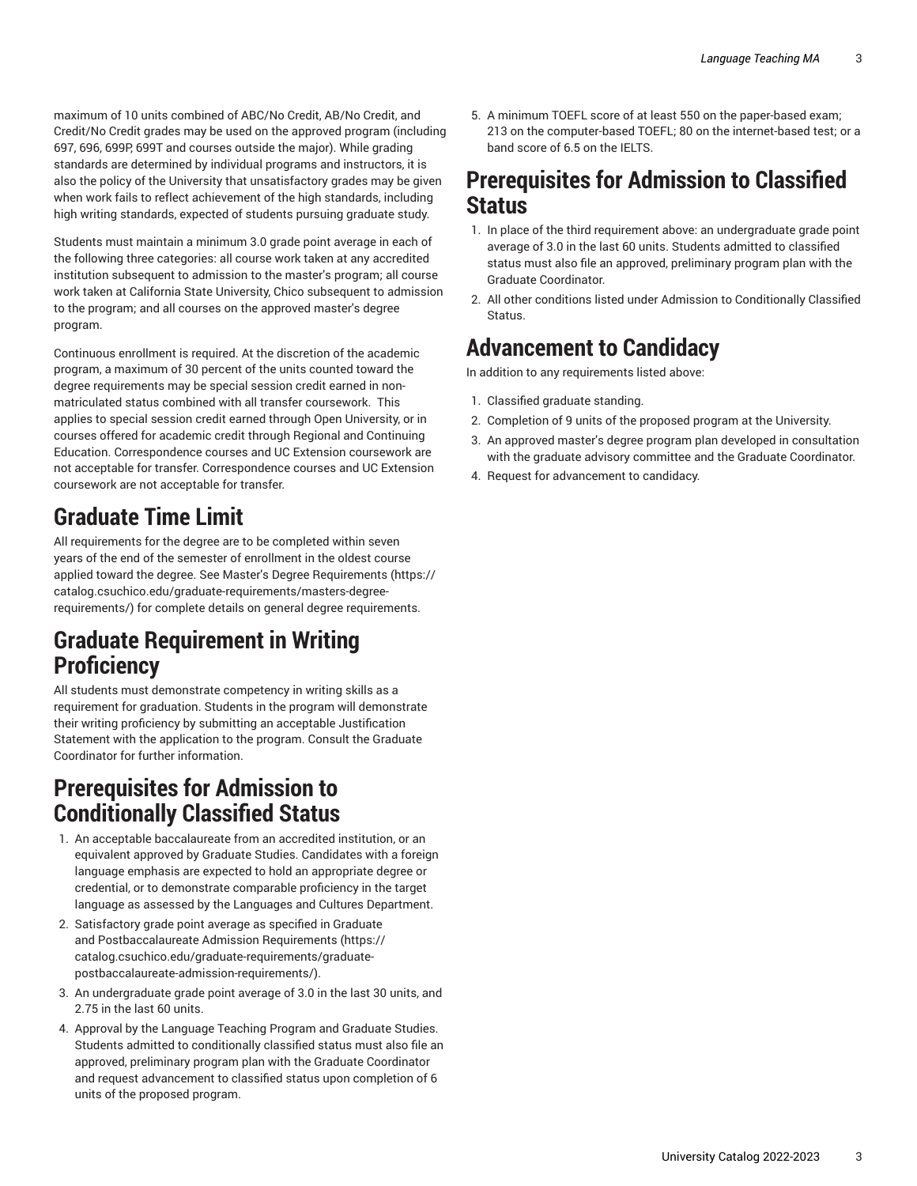maximum of 10 units combined of ABC/No Credit, AB/No Credit, and Credit/No Credit grades may be used on the approved program (including 697, 696, 699P, 699T and courses outside the major). While grading standards are determined by individual programs and instructors, it is also the policy of the University that unsatisfactory grades may be given when work fails to reflect achievement of the high standards, including high writing standards, expected of students pursuing graduate study.

Students must maintain a minimum 3.0 grade point average in each of the following three categories: all course work taken at any accredited institution subsequent to admission to the master's program; all course work taken at California State University, Chico subsequent to admission to the program; and all courses on the approved master's degree program.

Continuous enrollment is required. At the discretion of the academic program, a maximum of 30 percent of the units counted toward the degree requirements may be special session credit earned in non-matriculated status combined with all transfer coursework. This applies to special session credit earned through Open University, or in courses offered for academic credit through Regional and Continuing Education. Correspondence courses and UC Extension coursework are not acceptable for transfer. Correspondence courses and UC Extension coursework are not acceptable for transfer.

## Graduate Time Limit

All requirements for the degree are to be completed within seven years of the end of the semester of enrollment in the oldest course applied toward the degree. See Master's Degree Requirements (https://catalog.csuchico.edu/graduate-requirements/masters-degree-requirements/) for complete details on general degree requirements.

## Graduate Requirement in Writing Proficiency

All students must demonstrate competency in writing skills as a requirement for graduation. Students in the program will demonstrate their writing proficiency by submitting an acceptable Justification Statement with the application to the program. Consult the Graduate Coordinator for further information.

## Prerequisites for Admission to Conditionally Classified Status

1. An acceptable baccalaureate from an accredited institution, or an equivalent approved by Graduate Studies. Candidates with a foreign language emphasis are expected to hold an appropriate degree or credential, or to demonstrate comparable proficiency in the target language as assessed by the Languages and Cultures Department.
2. Satisfactory grade point average as specified in Graduate and Postbaccalaureate Admission Requirements (https://catalog.csuchico.edu/graduate-requirements/graduate-postbaccalaureate-admission-requirements/).
3. An undergraduate grade point average of 3.0 in the last 30 units, and 2.75 in the last 60 units.
4. Approval by the Language Teaching Program and Graduate Studies. Students admitted to conditionally classified status must also file an approved, preliminary program plan with the Graduate Coordinator and request advancement to classified status upon completion of 6 units of the proposed program.
5. A minimum TOEFL score of at least 550 on the paper-based exam; 213 on the computer-based TOEFL; 80 on the internet-based test; or a band score of 6.5 on the IELTS.

## Prerequisites for Admission to Classified Status

1. In place of the third requirement above: an undergraduate grade point average of 3.0 in the last 60 units. Students admitted to classified status must also file an approved, preliminary program plan with the Graduate Coordinator.
2. All other conditions listed under Admission to Conditionally Classified Status.

## Advancement to Candidacy

In addition to any requirements listed above:

1. Classified graduate standing.
2. Completion of 9 units of the proposed program at the University.
3. An approved master's degree program plan developed in consultation with the graduate advisory committee and the Graduate Coordinator.
4. Request for advancement to candidacy.